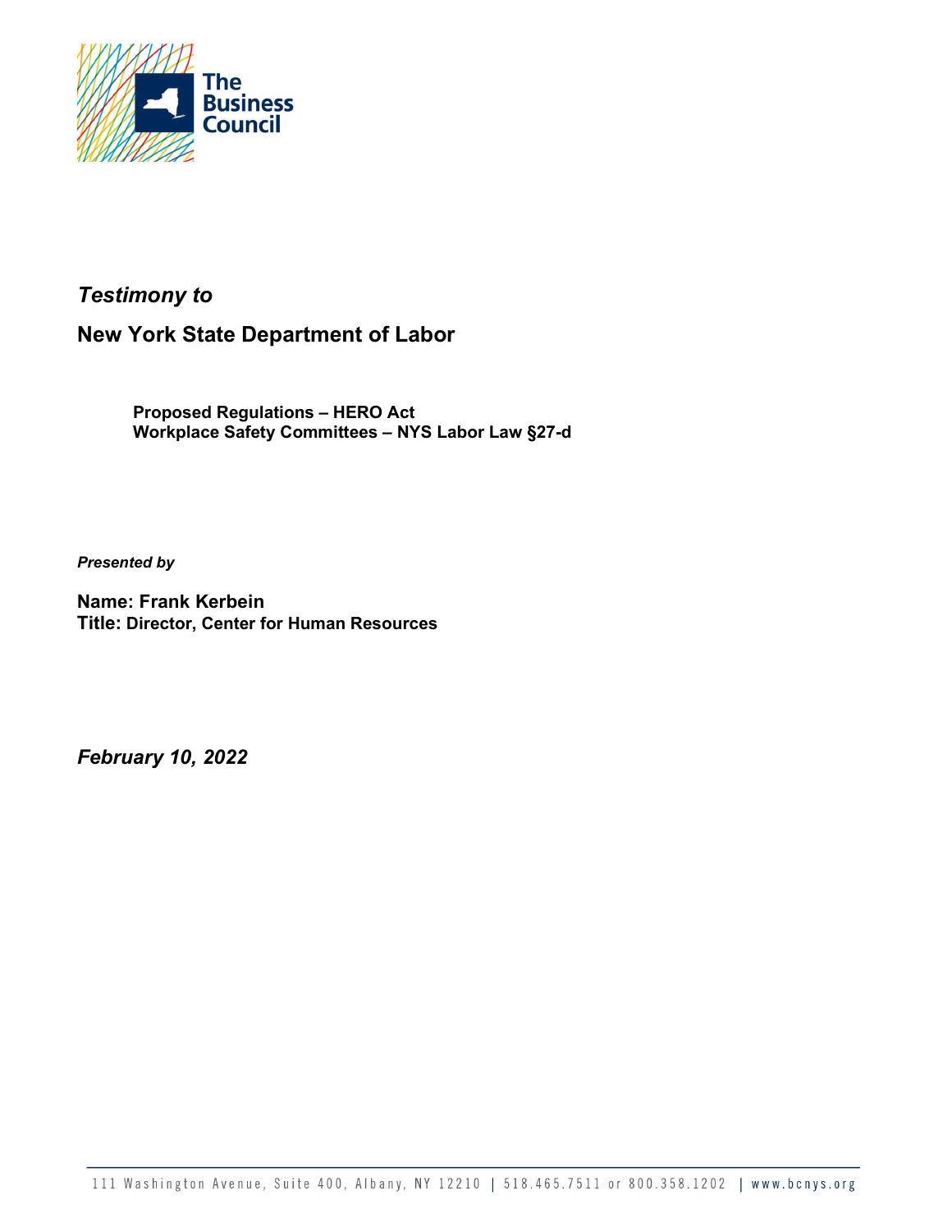The Business Council

*Testimony to*

## New York State Department of Labor

**Proposed Regulations – HERO Act**
**Workplace Safety Committees – NYS Labor Law §27-d**

***Presented by***

**Name: Frank Kerbein**
**Title: Director, Center for Human Resources**

***February 10, 2022***

111 Washington Avenue, Suite 400, Albany, NY 12210 | 518.465.7511 or 800.358.1202 | www.bcnys.org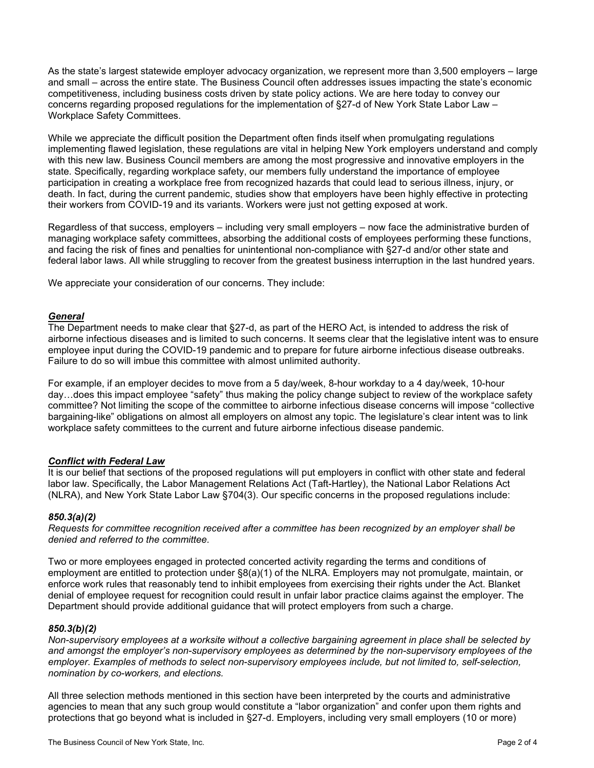As the state's largest statewide employer advocacy organization, we represent more than 3,500 employers – large and small – across the entire state. The Business Council often addresses issues impacting the state's economic competitiveness, including business costs driven by state policy actions. We are here today to convey our concerns regarding proposed regulations for the implementation of §27-d of New York State Labor Law – Workplace Safety Committees.

While we appreciate the difficult position the Department often finds itself when promulgating regulations implementing flawed legislation, these regulations are vital in helping New York employers understand and comply with this new law. Business Council members are among the most progressive and innovative employers in the state. Specifically, regarding workplace safety, our members fully understand the importance of employee participation in creating a workplace free from recognized hazards that could lead to serious illness, injury, or death. In fact, during the current pandemic, studies show that employers have been highly effective in protecting their workers from COVID-19 and its variants. Workers were just not getting exposed at work.

Regardless of that success, employers – including very small employers – now face the administrative burden of managing workplace safety committees, absorbing the additional costs of employees performing these functions, and facing the risk of fines and penalties for unintentional non-compliance with §27-d and/or other state and federal labor laws. All while struggling to recover from the greatest business interruption in the last hundred years.

We appreciate your consideration of our concerns. They include:

***General***

The Department needs to make clear that §27-d, as part of the HERO Act, is intended to address the risk of airborne infectious diseases and is limited to such concerns. It seems clear that the legislative intent was to ensure employee input during the COVID-19 pandemic and to prepare for future airborne infectious disease outbreaks. Failure to do so will imbue this committee with almost unlimited authority.

For example, if an employer decides to move from a 5 day/week, 8-hour workday to a 4 day/week, 10-hour day…does this impact employee "safety" thus making the policy change subject to review of the workplace safety committee? Not limiting the scope of the committee to airborne infectious disease concerns will impose "collective bargaining-like" obligations on almost all employers on almost any topic. The legislature's clear intent was to link workplace safety committees to the current and future airborne infectious disease pandemic.

***Conflict with Federal Law***

It is our belief that sections of the proposed regulations will put employers in conflict with other state and federal labor law. Specifically, the Labor Management Relations Act (Taft-Hartley), the National Labor Relations Act (NLRA), and New York State Labor Law §704(3). Our specific concerns in the proposed regulations include:

***850.3(a)(2)***

*Requests for committee recognition received after a committee has been recognized by an employer shall be denied and referred to the committee.*

Two or more employees engaged in protected concerted activity regarding the terms and conditions of employment are entitled to protection under §8(a)(1) of the NLRA. Employers may not promulgate, maintain, or enforce work rules that reasonably tend to inhibit employees from exercising their rights under the Act. Blanket denial of employee request for recognition could result in unfair labor practice claims against the employer. The Department should provide additional guidance that will protect employers from such a charge.

***850.3(b)(2)***

*Non-supervisory employees at a worksite without a collective bargaining agreement in place shall be selected by and amongst the employer's non-supervisory employees as determined by the non-supervisory employees of the employer. Examples of methods to select non-supervisory employees include, but not limited to, self-selection, nomination by co-workers, and elections.*

All three selection methods mentioned in this section have been interpreted by the courts and administrative agencies to mean that any such group would constitute a "labor organization" and confer upon them rights and protections that go beyond what is included in §27-d. Employers, including very small employers (10 or more)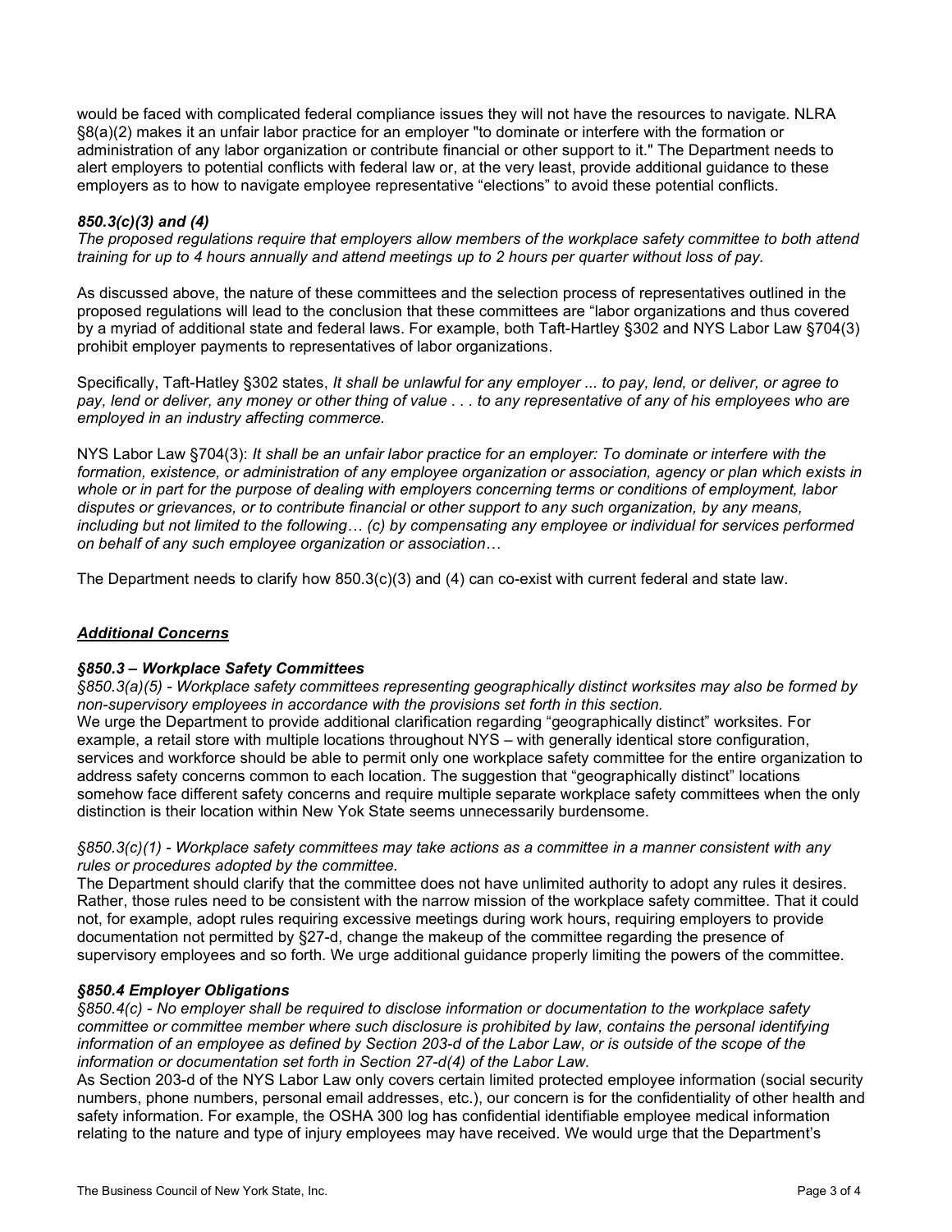would be faced with complicated federal compliance issues they will not have the resources to navigate. NLRA §8(a)(2) makes it an unfair labor practice for an employer "to dominate or interfere with the formation or administration of any labor organization or contribute financial or other support to it." The Department needs to alert employers to potential conflicts with federal law or, at the very least, provide additional guidance to these employers as to how to navigate employee representative "elections" to avoid these potential conflicts.

### *850.3(c)(3) and (4)*

*The proposed regulations require that employers allow members of the workplace safety committee to both attend training for up to 4 hours annually and attend meetings up to 2 hours per quarter without loss of pay.*

As discussed above, the nature of these committees and the selection process of representatives outlined in the proposed regulations will lead to the conclusion that these committees are "labor organizations and thus covered by a myriad of additional state and federal laws. For example, both Taft-Hartley §302 and NYS Labor Law §704(3) prohibit employer payments to representatives of labor organizations.

Specifically, Taft-Hatley §302 states, *It shall be unlawful for any employer ... to pay, lend, or deliver, or agree to pay, lend or deliver, any money or other thing of value . . . to any representative of any of his employees who are employed in an industry affecting commerce.*

NYS Labor Law §704(3): *It shall be an unfair labor practice for an employer: To dominate or interfere with the formation, existence, or administration of any employee organization or association, agency or plan which exists in whole or in part for the purpose of dealing with employers concerning terms or conditions of employment, labor disputes or grievances, or to contribute financial or other support to any such organization, by any means, including but not limited to the following… (c) by compensating any employee or individual for services performed on behalf of any such employee organization or association…*

The Department needs to clarify how 850.3(c)(3) and (4) can co-exist with current federal and state law.

## ***Additional Concerns***

### *§850.3 – Workplace Safety Committees*

*§850.3(a)(5) - Workplace safety committees representing geographically distinct worksites may also be formed by non-supervisory employees in accordance with the provisions set forth in this section.*

We urge the Department to provide additional clarification regarding "geographically distinct" worksites. For example, a retail store with multiple locations throughout NYS – with generally identical store configuration, services and workforce should be able to permit only one workplace safety committee for the entire organization to address safety concerns common to each location. The suggestion that "geographically distinct" locations somehow face different safety concerns and require multiple separate workplace safety committees when the only distinction is their location within New Yok State seems unnecessarily burdensome.

*§850.3(c)(1) - Workplace safety committees may take actions as a committee in a manner consistent with any rules or procedures adopted by the committee.*

The Department should clarify that the committee does not have unlimited authority to adopt any rules it desires. Rather, those rules need to be consistent with the narrow mission of the workplace safety committee. That it could not, for example, adopt rules requiring excessive meetings during work hours, requiring employers to provide documentation not permitted by §27-d, change the makeup of the committee regarding the presence of supervisory employees and so forth. We urge additional guidance properly limiting the powers of the committee.

### *§850.4 Employer Obligations*

*§850.4(c) - No employer shall be required to disclose information or documentation to the workplace safety committee or committee member where such disclosure is prohibited by law, contains the personal identifying information of an employee as defined by Section 203-d of the Labor Law, or is outside of the scope of the information or documentation set forth in Section 27-d(4) of the Labor Law.*

As Section 203-d of the NYS Labor Law only covers certain limited protected employee information (social security numbers, phone numbers, personal email addresses, etc.), our concern is for the confidentiality of other health and safety information. For example, the OSHA 300 log has confidential identifiable employee medical information relating to the nature and type of injury employees may have received. We would urge that the Department's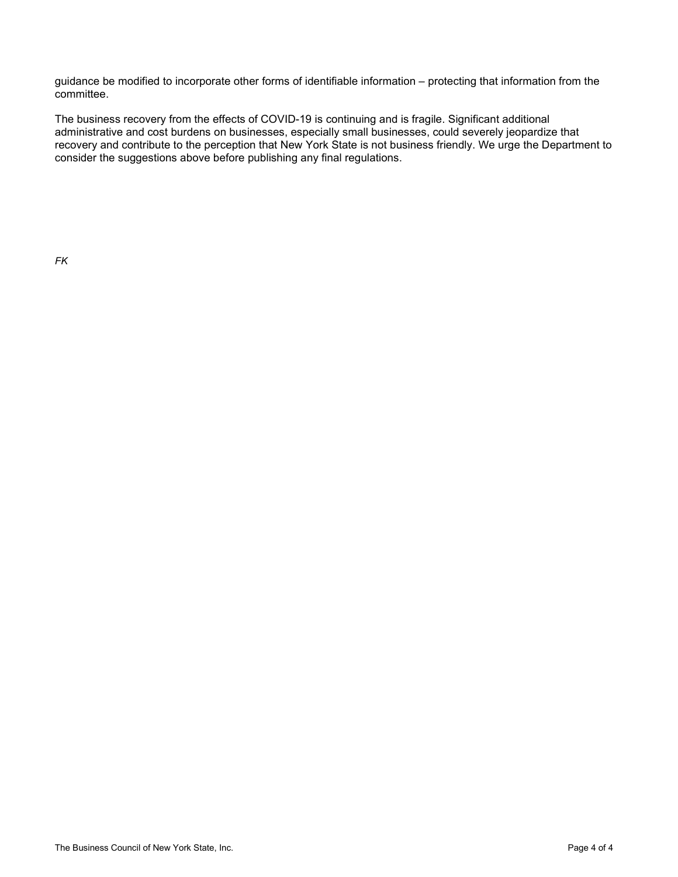guidance be modified to incorporate other forms of identifiable information – protecting that information from the committee.

The business recovery from the effects of COVID-19 is continuing and is fragile. Significant additional administrative and cost burdens on businesses, especially small businesses, could severely jeopardize that recovery and contribute to the perception that New York State is not business friendly. We urge the Department to consider the suggestions above before publishing any final regulations.

*FK*